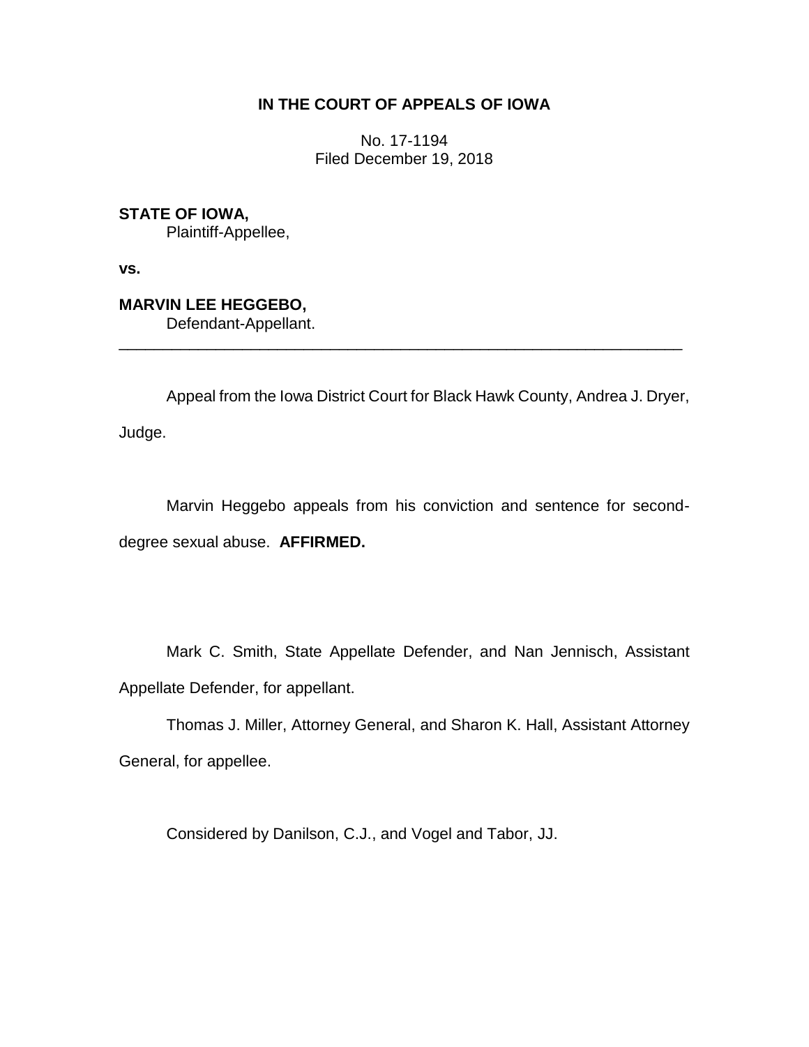**IN THE COURT OF APPEALS OF IOWA**

No. 17-1194
Filed December 19, 2018

**STATE OF IOWA,**
Plaintiff-Appellee,

**vs.**

**MARVIN LEE HEGGEBO,**
Defendant-Appellant.

---

Appeal from the Iowa District Court for Black Hawk County, Andrea J. Dryer, Judge.

Marvin Heggebo appeals from his conviction and sentence for second-degree sexual abuse. **AFFIRMED.**

Mark C. Smith, State Appellate Defender, and Nan Jennisch, Assistant Appellate Defender, for appellant.

Thomas J. Miller, Attorney General, and Sharon K. Hall, Assistant Attorney General, for appellee.

Considered by Danilson, C.J., and Vogel and Tabor, JJ.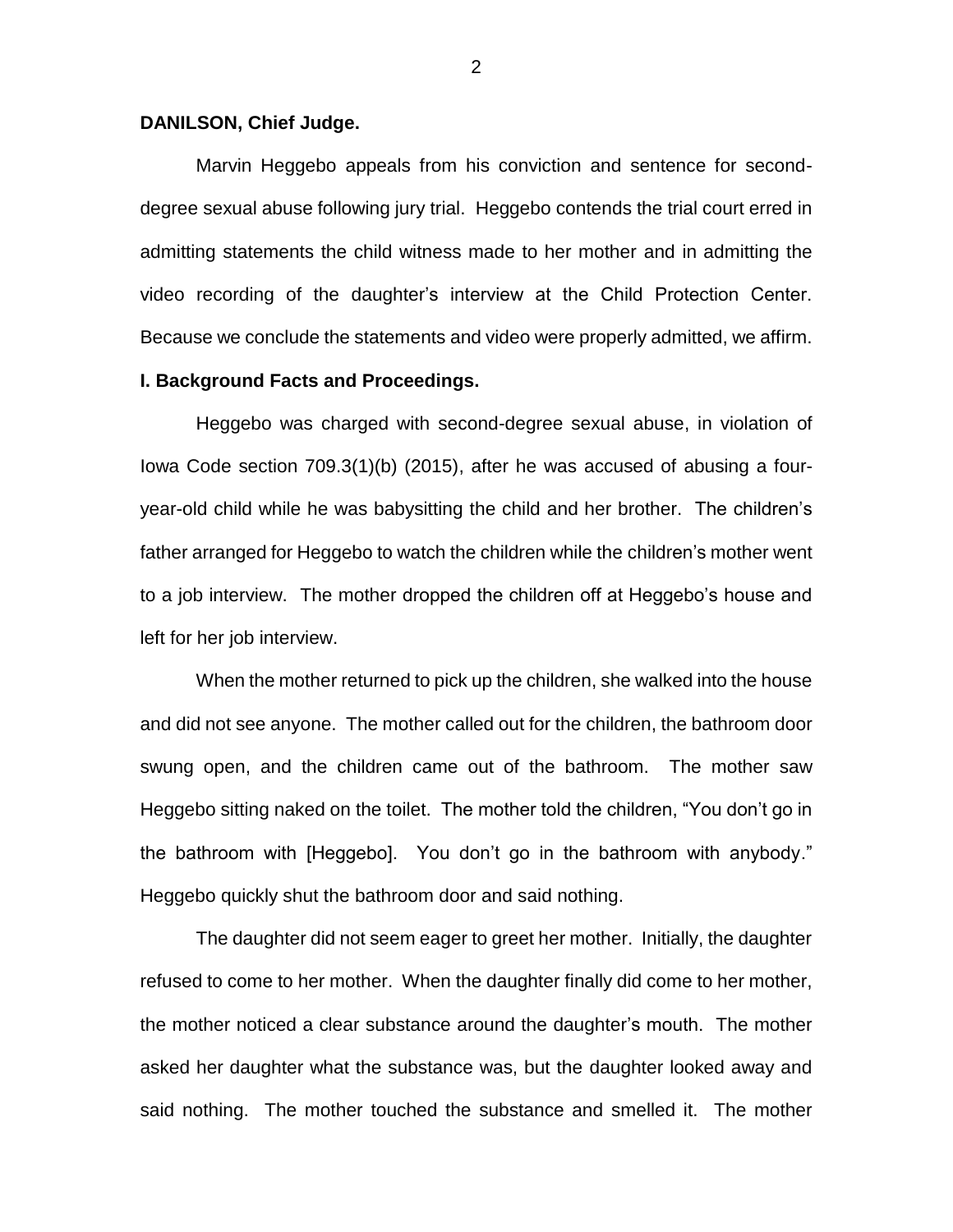**DANILSON, Chief Judge.**

Marvin Heggebo appeals from his conviction and sentence for second-degree sexual abuse following jury trial. Heggebo contends the trial court erred in admitting statements the child witness made to her mother and in admitting the video recording of the daughter's interview at the Child Protection Center. Because we conclude the statements and video were properly admitted, we affirm.

**I. Background Facts and Proceedings.**

Heggebo was charged with second-degree sexual abuse, in violation of Iowa Code section 709.3(1)(b) (2015), after he was accused of abusing a four-year-old child while he was babysitting the child and her brother. The children's father arranged for Heggebo to watch the children while the children's mother went to a job interview. The mother dropped the children off at Heggebo's house and left for her job interview.

When the mother returned to pick up the children, she walked into the house and did not see anyone. The mother called out for the children, the bathroom door swung open, and the children came out of the bathroom. The mother saw Heggebo sitting naked on the toilet. The mother told the children, "You don't go in the bathroom with [Heggebo]. You don't go in the bathroom with anybody." Heggebo quickly shut the bathroom door and said nothing.

The daughter did not seem eager to greet her mother. Initially, the daughter refused to come to her mother. When the daughter finally did come to her mother, the mother noticed a clear substance around the daughter's mouth. The mother asked her daughter what the substance was, but the daughter looked away and said nothing. The mother touched the substance and smelled it. The mother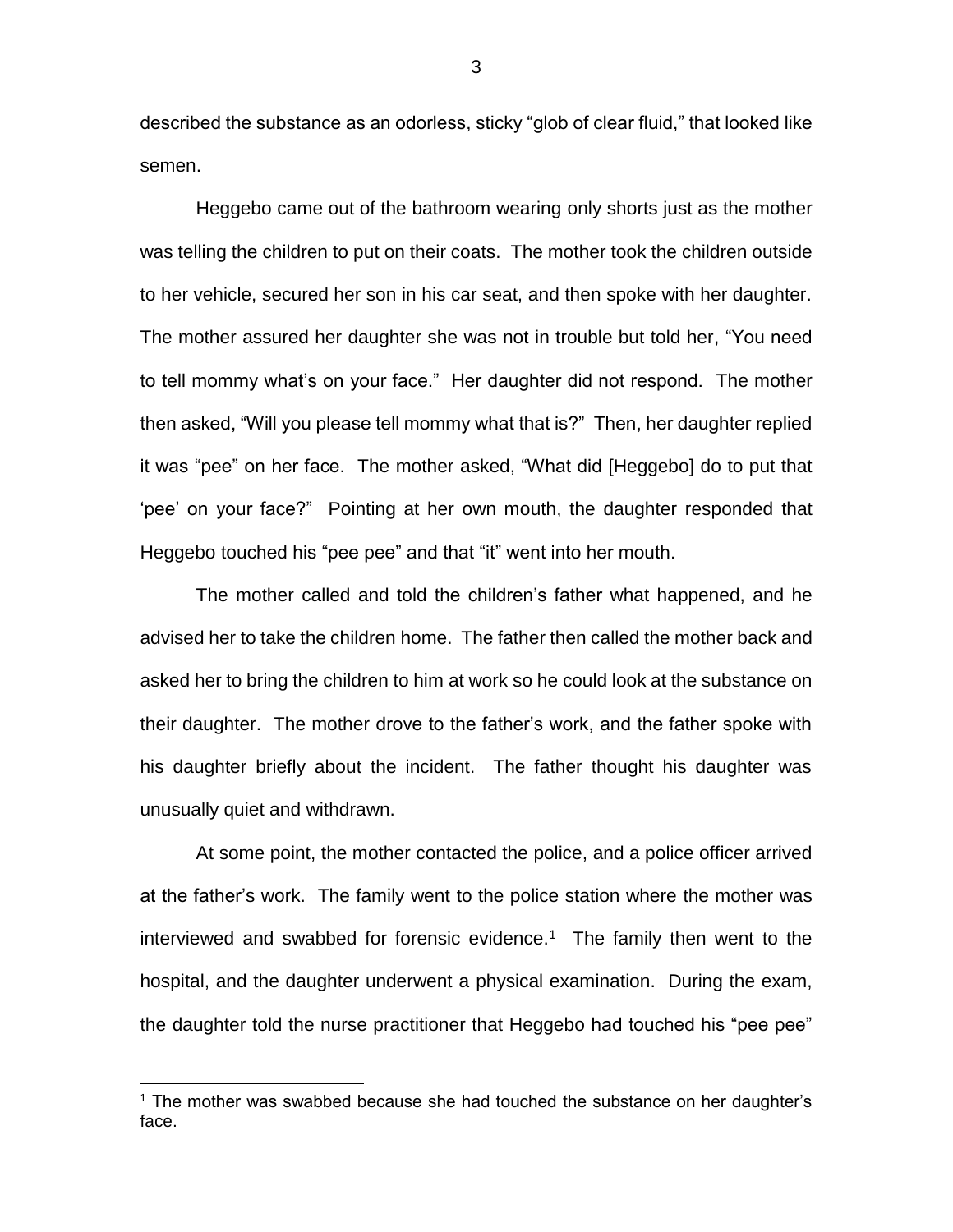described the substance as an odorless, sticky "glob of clear fluid," that looked like semen.

Heggebo came out of the bathroom wearing only shorts just as the mother was telling the children to put on their coats. The mother took the children outside to her vehicle, secured her son in his car seat, and then spoke with her daughter. The mother assured her daughter she was not in trouble but told her, "You need to tell mommy what's on your face." Her daughter did not respond. The mother then asked, "Will you please tell mommy what that is?" Then, her daughter replied it was "pee" on her face. The mother asked, "What did [Heggebo] do to put that 'pee' on your face?" Pointing at her own mouth, the daughter responded that Heggebo touched his "pee pee" and that "it" went into her mouth.

The mother called and told the children's father what happened, and he advised her to take the children home. The father then called the mother back and asked her to bring the children to him at work so he could look at the substance on their daughter. The mother drove to the father's work, and the father spoke with his daughter briefly about the incident. The father thought his daughter was unusually quiet and withdrawn.

At some point, the mother contacted the police, and a police officer arrived at the father's work. The family went to the police station where the mother was interviewed and swabbed for forensic evidence.[1] The family then went to the hospital, and the daughter underwent a physical examination. During the exam, the daughter told the nurse practitioner that Heggebo had touched his "pee pee"

[1] The mother was swabbed because she had touched the substance on her daughter's face.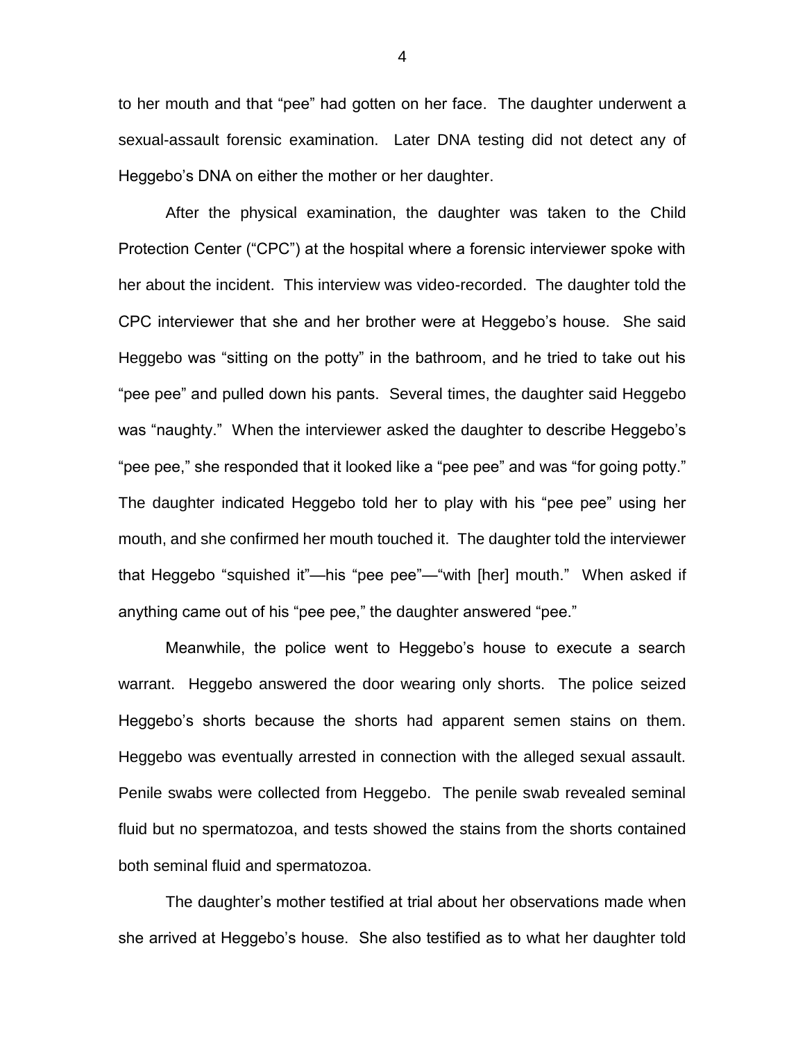to her mouth and that "pee" had gotten on her face. The daughter underwent a sexual-assault forensic examination. Later DNA testing did not detect any of Heggebo's DNA on either the mother or her daughter.

After the physical examination, the daughter was taken to the Child Protection Center ("CPC") at the hospital where a forensic interviewer spoke with her about the incident. This interview was video-recorded. The daughter told the CPC interviewer that she and her brother were at Heggebo's house. She said Heggebo was "sitting on the potty" in the bathroom, and he tried to take out his "pee pee" and pulled down his pants. Several times, the daughter said Heggebo was "naughty." When the interviewer asked the daughter to describe Heggebo's "pee pee," she responded that it looked like a "pee pee" and was "for going potty." The daughter indicated Heggebo told her to play with his "pee pee" using her mouth, and she confirmed her mouth touched it. The daughter told the interviewer that Heggebo "squished it"—his "pee pee"—"with [her] mouth." When asked if anything came out of his "pee pee," the daughter answered "pee."

Meanwhile, the police went to Heggebo's house to execute a search warrant. Heggebo answered the door wearing only shorts. The police seized Heggebo's shorts because the shorts had apparent semen stains on them. Heggebo was eventually arrested in connection with the alleged sexual assault. Penile swabs were collected from Heggebo. The penile swab revealed seminal fluid but no spermatozoa, and tests showed the stains from the shorts contained both seminal fluid and spermatozoa.

The daughter's mother testified at trial about her observations made when she arrived at Heggebo's house. She also testified as to what her daughter told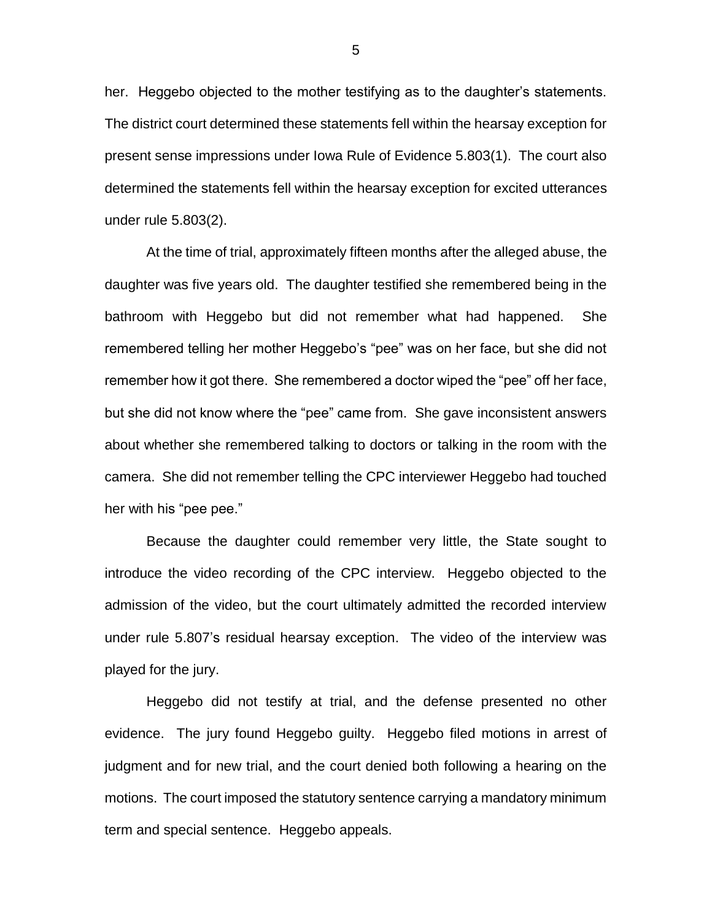her. Heggebo objected to the mother testifying as to the daughter's statements. The district court determined these statements fell within the hearsay exception for present sense impressions under Iowa Rule of Evidence 5.803(1). The court also determined the statements fell within the hearsay exception for excited utterances under rule 5.803(2).

At the time of trial, approximately fifteen months after the alleged abuse, the daughter was five years old. The daughter testified she remembered being in the bathroom with Heggebo but did not remember what had happened. She remembered telling her mother Heggebo's "pee" was on her face, but she did not remember how it got there. She remembered a doctor wiped the "pee" off her face, but she did not know where the "pee" came from. She gave inconsistent answers about whether she remembered talking to doctors or talking in the room with the camera. She did not remember telling the CPC interviewer Heggebo had touched her with his "pee pee."

Because the daughter could remember very little, the State sought to introduce the video recording of the CPC interview. Heggebo objected to the admission of the video, but the court ultimately admitted the recorded interview under rule 5.807's residual hearsay exception. The video of the interview was played for the jury.

Heggebo did not testify at trial, and the defense presented no other evidence. The jury found Heggebo guilty. Heggebo filed motions in arrest of judgment and for new trial, and the court denied both following a hearing on the motions. The court imposed the statutory sentence carrying a mandatory minimum term and special sentence. Heggebo appeals.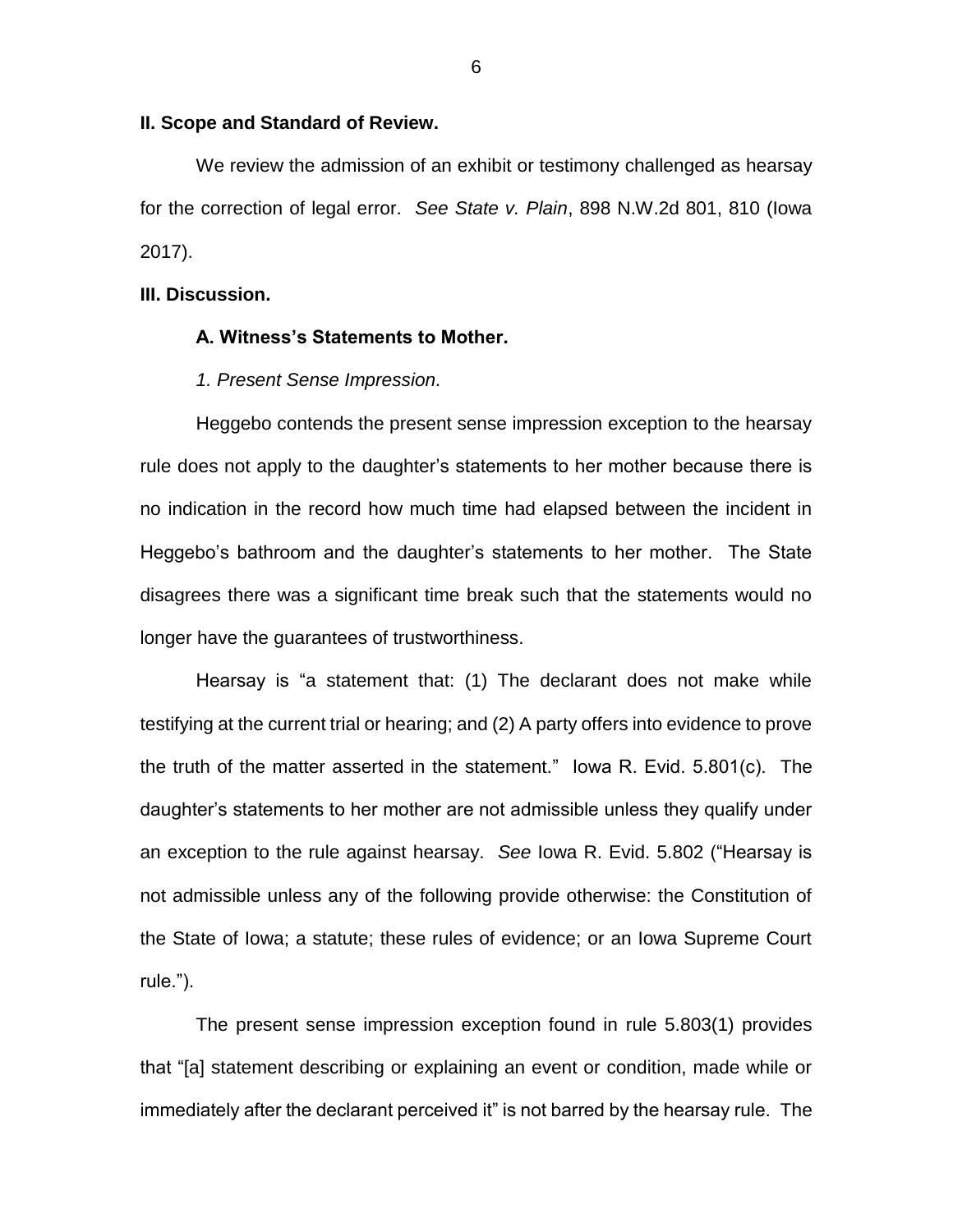**II. Scope and Standard of Review.**

We review the admission of an exhibit or testimony challenged as hearsay for the correction of legal error. *See State v. Plain*, 898 N.W.2d 801, 810 (Iowa 2017).

**III. Discussion.**

**A. Witness's Statements to Mother.**

*1. Present Sense Impression.*

Heggebo contends the present sense impression exception to the hearsay rule does not apply to the daughter's statements to her mother because there is no indication in the record how much time had elapsed between the incident in Heggebo's bathroom and the daughter's statements to her mother. The State disagrees there was a significant time break such that the statements would no longer have the guarantees of trustworthiness.

Hearsay is "a statement that: (1) The declarant does not make while testifying at the current trial or hearing; and (2) A party offers into evidence to prove the truth of the matter asserted in the statement." Iowa R. Evid. 5.801(c). The daughter's statements to her mother are not admissible unless they qualify under an exception to the rule against hearsay. *See* Iowa R. Evid. 5.802 ("Hearsay is not admissible unless any of the following provide otherwise: the Constitution of the State of Iowa; a statute; these rules of evidence; or an Iowa Supreme Court rule.").

The present sense impression exception found in rule 5.803(1) provides that "[a] statement describing or explaining an event or condition, made while or immediately after the declarant perceived it" is not barred by the hearsay rule. The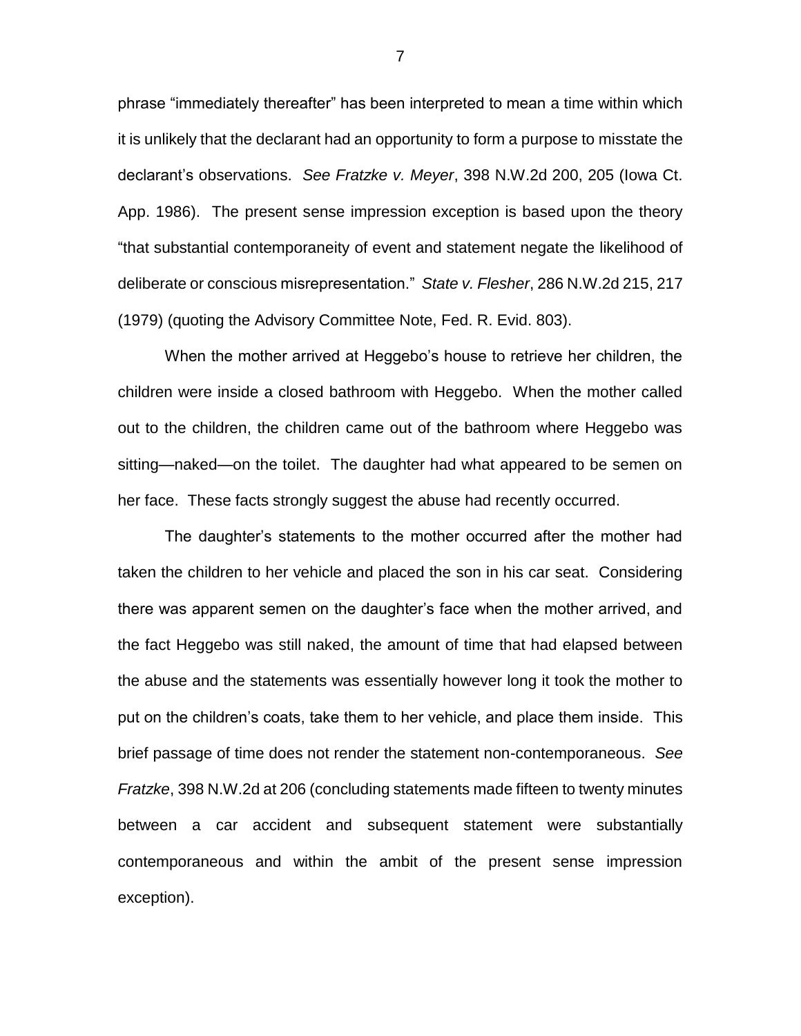phrase "immediately thereafter" has been interpreted to mean a time within which it is unlikely that the declarant had an opportunity to form a purpose to misstate the declarant's observations. *See Fratzke v. Meyer*, 398 N.W.2d 200, 205 (Iowa Ct. App. 1986). The present sense impression exception is based upon the theory "that substantial contemporaneity of event and statement negate the likelihood of deliberate or conscious misrepresentation." *State v. Flesher*, 286 N.W.2d 215, 217 (1979) (quoting the Advisory Committee Note, Fed. R. Evid. 803).

When the mother arrived at Heggebo's house to retrieve her children, the children were inside a closed bathroom with Heggebo. When the mother called out to the children, the children came out of the bathroom where Heggebo was sitting—naked—on the toilet. The daughter had what appeared to be semen on her face. These facts strongly suggest the abuse had recently occurred.

The daughter's statements to the mother occurred after the mother had taken the children to her vehicle and placed the son in his car seat. Considering there was apparent semen on the daughter's face when the mother arrived, and the fact Heggebo was still naked, the amount of time that had elapsed between the abuse and the statements was essentially however long it took the mother to put on the children's coats, take them to her vehicle, and place them inside. This brief passage of time does not render the statement non-contemporaneous. *See Fratzke*, 398 N.W.2d at 206 (concluding statements made fifteen to twenty minutes between a car accident and subsequent statement were substantially contemporaneous and within the ambit of the present sense impression exception).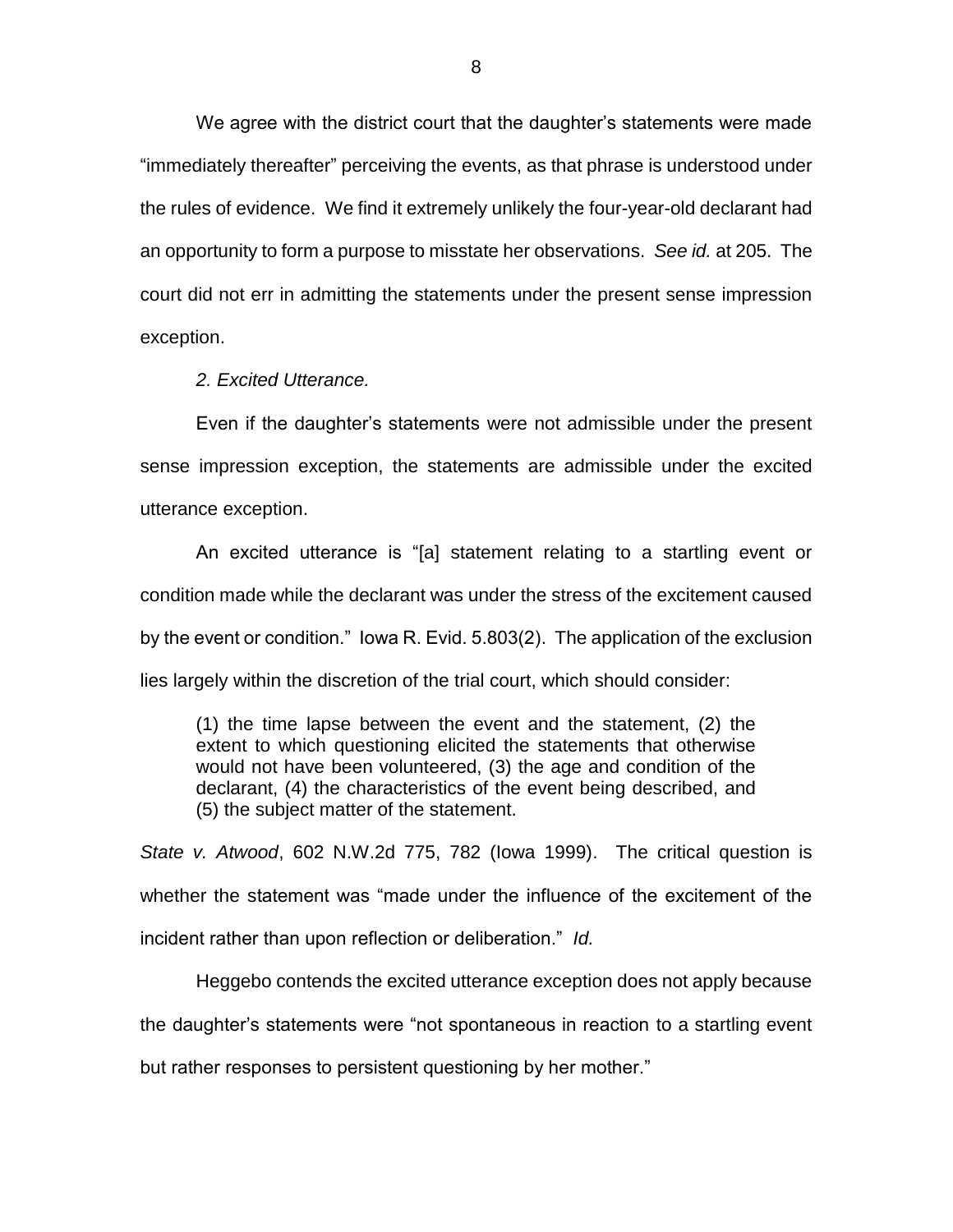We agree with the district court that the daughter's statements were made "immediately thereafter" perceiving the events, as that phrase is understood under the rules of evidence. We find it extremely unlikely the four-year-old declarant had an opportunity to form a purpose to misstate her observations. *See id.* at 205. The court did not err in admitting the statements under the present sense impression exception.

*2. Excited Utterance.*

Even if the daughter's statements were not admissible under the present sense impression exception, the statements are admissible under the excited utterance exception.

An excited utterance is "[a] statement relating to a startling event or condition made while the declarant was under the stress of the excitement caused by the event or condition." Iowa R. Evid. 5.803(2). The application of the exclusion lies largely within the discretion of the trial court, which should consider:

> (1) the time lapse between the event and the statement, (2) the extent to which questioning elicited the statements that otherwise would not have been volunteered, (3) the age and condition of the declarant, (4) the characteristics of the event being described, and (5) the subject matter of the statement.

*State v. Atwood*, 602 N.W.2d 775, 782 (Iowa 1999). The critical question is whether the statement was "made under the influence of the excitement of the incident rather than upon reflection or deliberation." *Id.*

Heggebo contends the excited utterance exception does not apply because the daughter's statements were "not spontaneous in reaction to a startling event but rather responses to persistent questioning by her mother."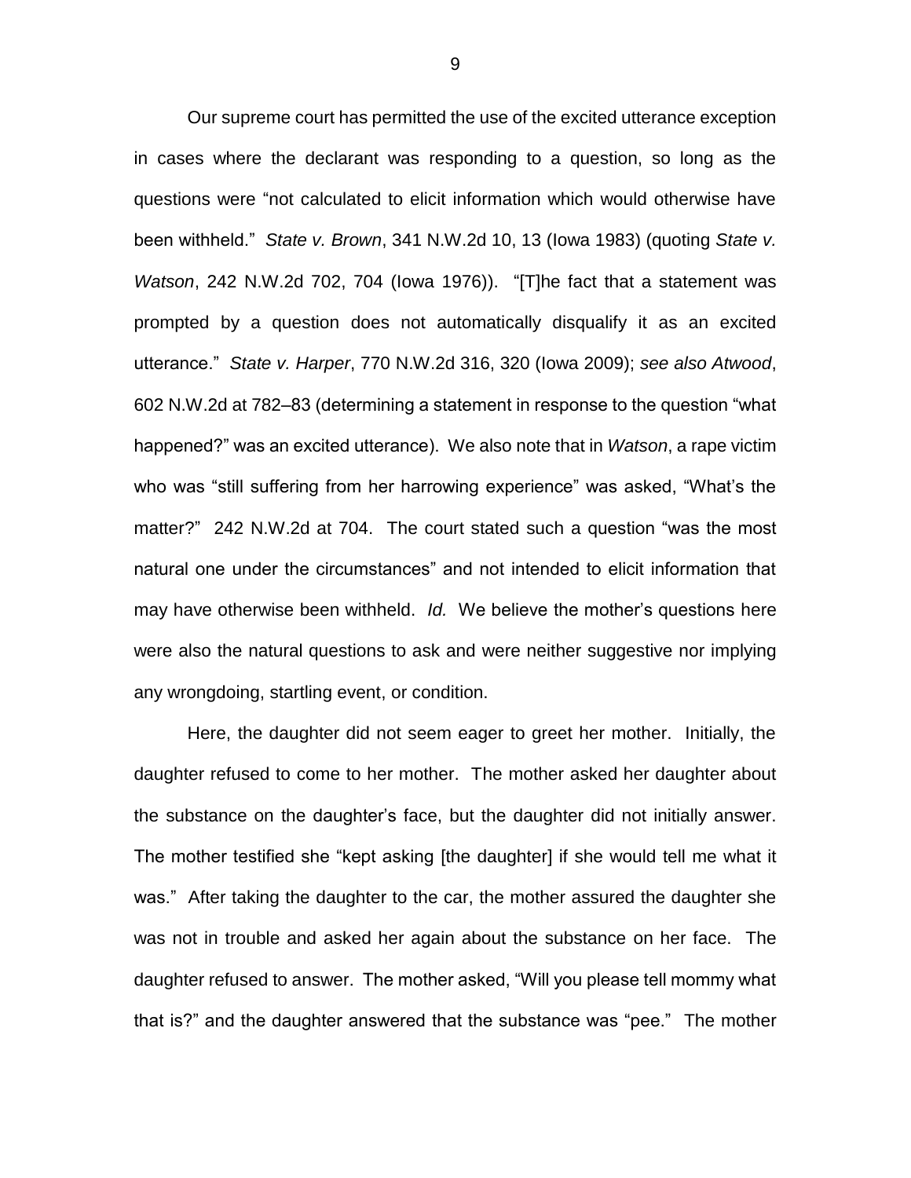Our supreme court has permitted the use of the excited utterance exception in cases where the declarant was responding to a question, so long as the questions were "not calculated to elicit information which would otherwise have been withheld." *State v. Brown*, 341 N.W.2d 10, 13 (Iowa 1983) (quoting *State v. Watson*, 242 N.W.2d 702, 704 (Iowa 1976)). "[T]he fact that a statement was prompted by a question does not automatically disqualify it as an excited utterance." *State v. Harper*, 770 N.W.2d 316, 320 (Iowa 2009); *see also Atwood*, 602 N.W.2d at 782–83 (determining a statement in response to the question "what happened?" was an excited utterance). We also note that in *Watson*, a rape victim who was "still suffering from her harrowing experience" was asked, "What's the matter?" 242 N.W.2d at 704. The court stated such a question "was the most natural one under the circumstances" and not intended to elicit information that may have otherwise been withheld. *Id.* We believe the mother's questions here were also the natural questions to ask and were neither suggestive nor implying any wrongdoing, startling event, or condition.

Here, the daughter did not seem eager to greet her mother. Initially, the daughter refused to come to her mother. The mother asked her daughter about the substance on the daughter's face, but the daughter did not initially answer. The mother testified she "kept asking [the daughter] if she would tell me what it was." After taking the daughter to the car, the mother assured the daughter she was not in trouble and asked her again about the substance on her face. The daughter refused to answer. The mother asked, "Will you please tell mommy what that is?" and the daughter answered that the substance was "pee." The mother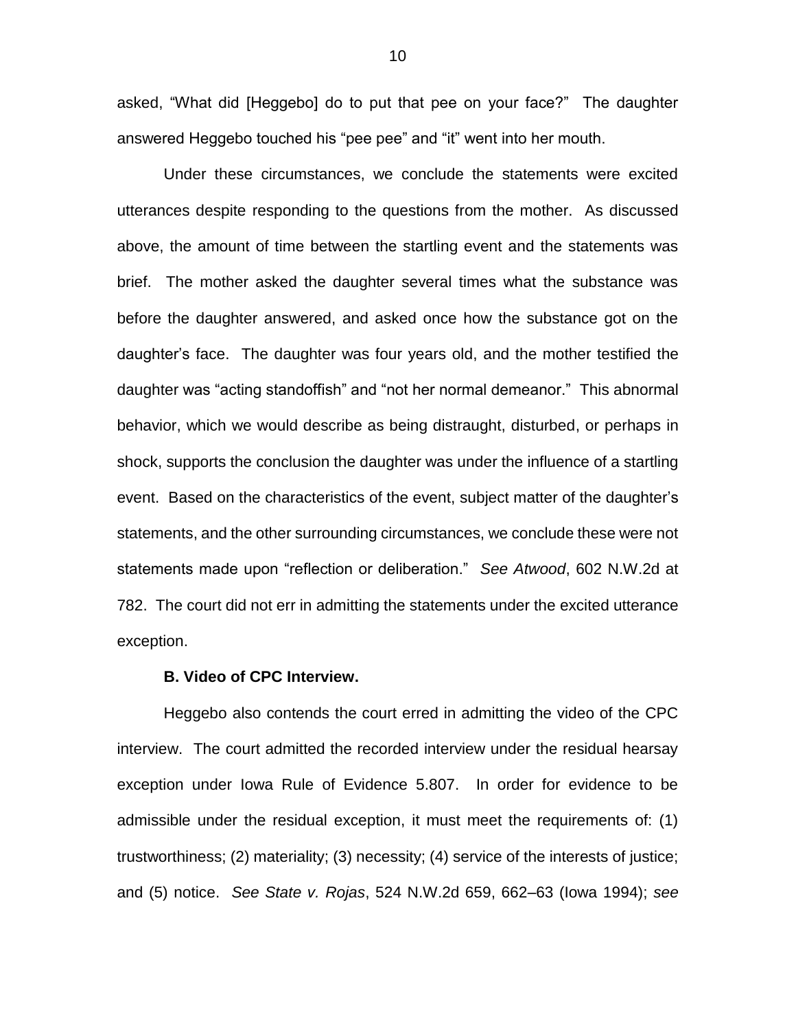asked, "What did [Heggebo] do to put that pee on your face?" The daughter answered Heggebo touched his "pee pee" and "it" went into her mouth.

Under these circumstances, we conclude the statements were excited utterances despite responding to the questions from the mother. As discussed above, the amount of time between the startling event and the statements was brief. The mother asked the daughter several times what the substance was before the daughter answered, and asked once how the substance got on the daughter's face. The daughter was four years old, and the mother testified the daughter was "acting standoffish" and "not her normal demeanor." This abnormal behavior, which we would describe as being distraught, disturbed, or perhaps in shock, supports the conclusion the daughter was under the influence of a startling event. Based on the characteristics of the event, subject matter of the daughter's statements, and the other surrounding circumstances, we conclude these were not statements made upon "reflection or deliberation." *See Atwood*, 602 N.W.2d at 782. The court did not err in admitting the statements under the excited utterance exception.

**B. Video of CPC Interview.**

Heggebo also contends the court erred in admitting the video of the CPC interview. The court admitted the recorded interview under the residual hearsay exception under Iowa Rule of Evidence 5.807. In order for evidence to be admissible under the residual exception, it must meet the requirements of: (1) trustworthiness; (2) materiality; (3) necessity; (4) service of the interests of justice; and (5) notice. *See State v. Rojas*, 524 N.W.2d 659, 662–63 (Iowa 1994); *see*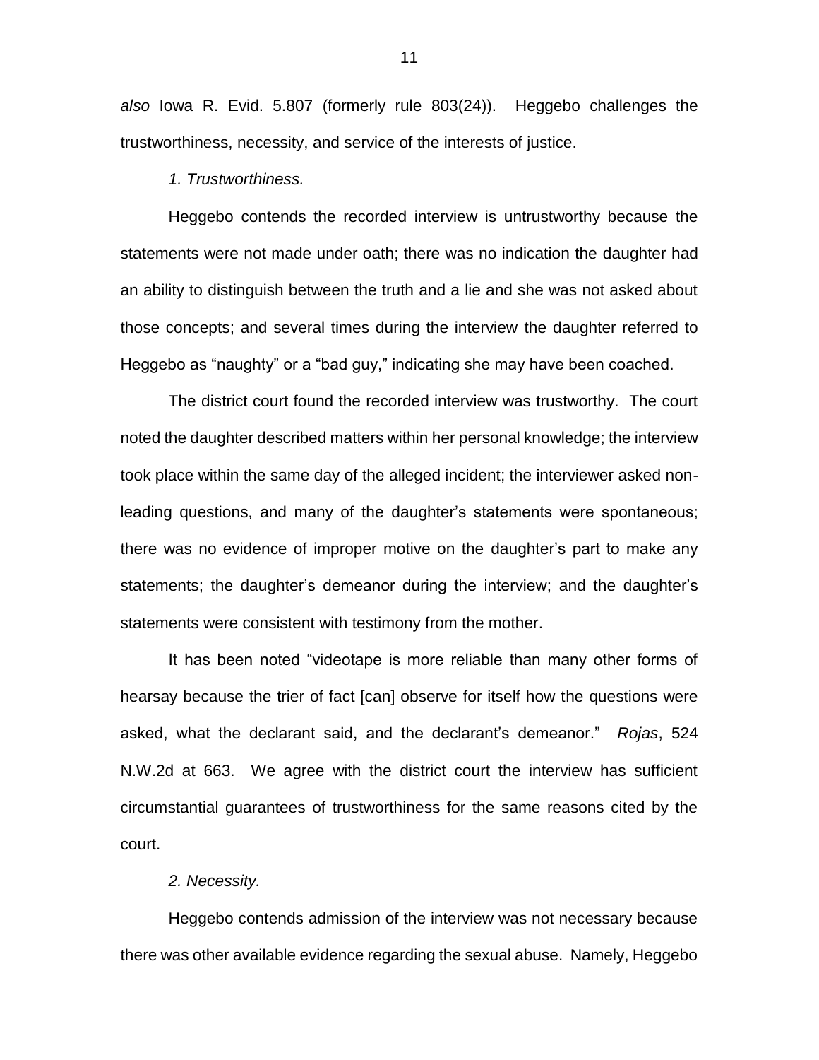*also* Iowa R. Evid. 5.807 (formerly rule 803(24)). Heggebo challenges the trustworthiness, necessity, and service of the interests of justice.

*1. Trustworthiness.*

Heggebo contends the recorded interview is untrustworthy because the statements were not made under oath; there was no indication the daughter had an ability to distinguish between the truth and a lie and she was not asked about those concepts; and several times during the interview the daughter referred to Heggebo as "naughty" or a "bad guy," indicating she may have been coached.

The district court found the recorded interview was trustworthy. The court noted the daughter described matters within her personal knowledge; the interview took place within the same day of the alleged incident; the interviewer asked non-leading questions, and many of the daughter's statements were spontaneous; there was no evidence of improper motive on the daughter's part to make any statements; the daughter's demeanor during the interview; and the daughter's statements were consistent with testimony from the mother.

It has been noted "videotape is more reliable than many other forms of hearsay because the trier of fact [can] observe for itself how the questions were asked, what the declarant said, and the declarant's demeanor." *Rojas*, 524 N.W.2d at 663. We agree with the district court the interview has sufficient circumstantial guarantees of trustworthiness for the same reasons cited by the court.

*2. Necessity.*

Heggebo contends admission of the interview was not necessary because there was other available evidence regarding the sexual abuse. Namely, Heggebo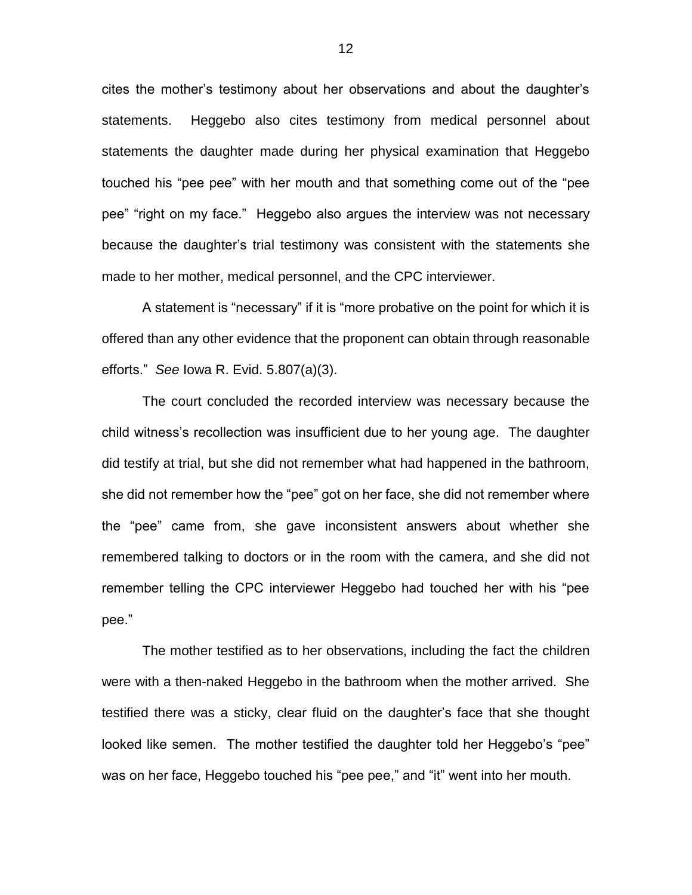cites the mother's testimony about her observations and about the daughter's statements. Heggebo also cites testimony from medical personnel about statements the daughter made during her physical examination that Heggebo touched his "pee pee" with her mouth and that something come out of the "pee pee" "right on my face." Heggebo also argues the interview was not necessary because the daughter's trial testimony was consistent with the statements she made to her mother, medical personnel, and the CPC interviewer.

A statement is "necessary" if it is "more probative on the point for which it is offered than any other evidence that the proponent can obtain through reasonable efforts." *See* Iowa R. Evid. 5.807(a)(3).

The court concluded the recorded interview was necessary because the child witness's recollection was insufficient due to her young age. The daughter did testify at trial, but she did not remember what had happened in the bathroom, she did not remember how the "pee" got on her face, she did not remember where the "pee" came from, she gave inconsistent answers about whether she remembered talking to doctors or in the room with the camera, and she did not remember telling the CPC interviewer Heggebo had touched her with his "pee pee."

The mother testified as to her observations, including the fact the children were with a then-naked Heggebo in the bathroom when the mother arrived. She testified there was a sticky, clear fluid on the daughter's face that she thought looked like semen. The mother testified the daughter told her Heggebo's "pee" was on her face, Heggebo touched his "pee pee," and "it" went into her mouth.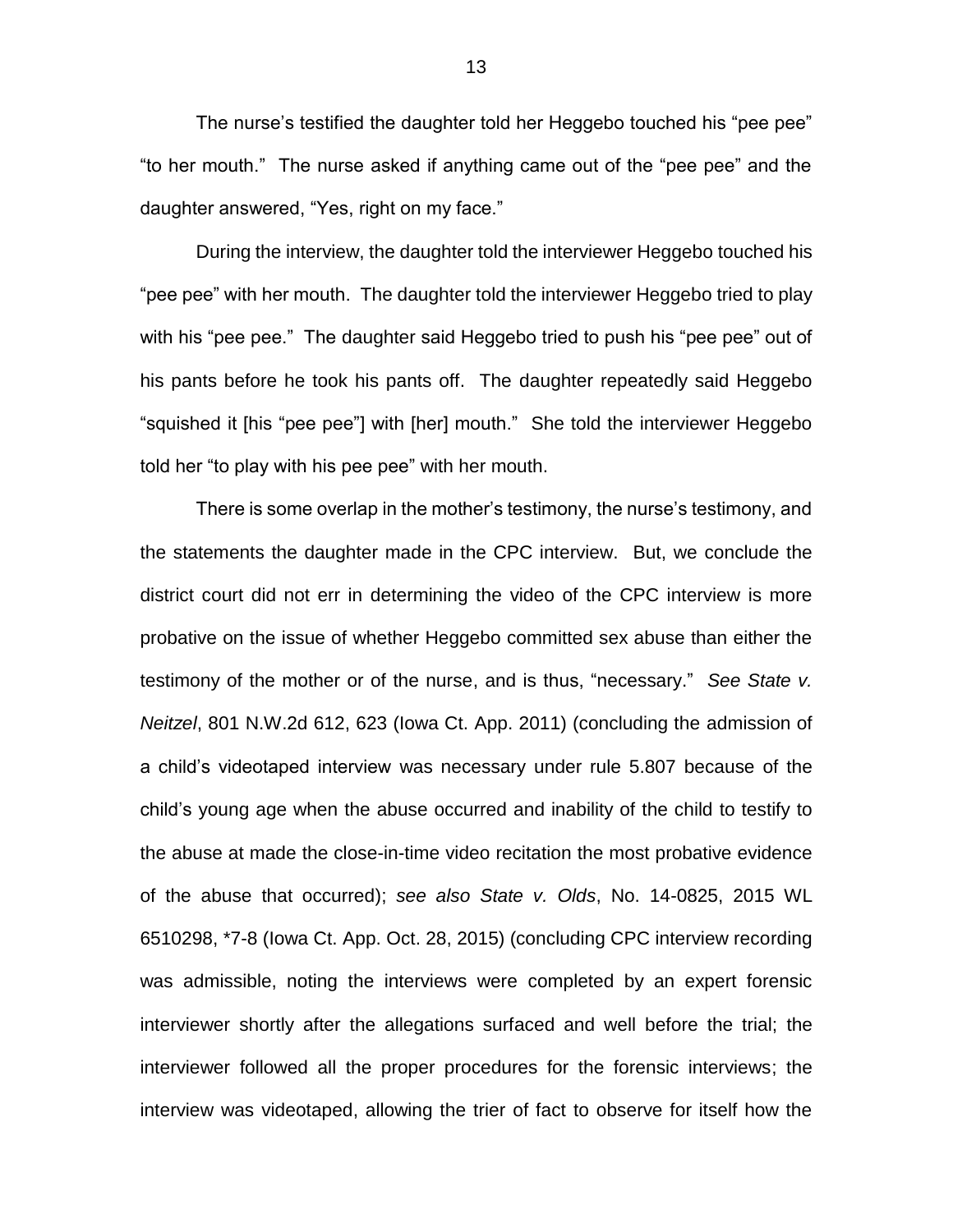The nurse's testified the daughter told her Heggebo touched his "pee pee" "to her mouth." The nurse asked if anything came out of the "pee pee" and the daughter answered, "Yes, right on my face."

During the interview, the daughter told the interviewer Heggebo touched his "pee pee" with her mouth. The daughter told the interviewer Heggebo tried to play with his "pee pee." The daughter said Heggebo tried to push his "pee pee" out of his pants before he took his pants off. The daughter repeatedly said Heggebo "squished it [his "pee pee"] with [her] mouth." She told the interviewer Heggebo told her "to play with his pee pee" with her mouth.

There is some overlap in the mother's testimony, the nurse's testimony, and the statements the daughter made in the CPC interview. But, we conclude the district court did not err in determining the video of the CPC interview is more probative on the issue of whether Heggebo committed sex abuse than either the testimony of the mother or of the nurse, and is thus, "necessary." *See State v. Neitzel*, 801 N.W.2d 612, 623 (Iowa Ct. App. 2011) (concluding the admission of a child's videotaped interview was necessary under rule 5.807 because of the child's young age when the abuse occurred and inability of the child to testify to the abuse at made the close-in-time video recitation the most probative evidence of the abuse that occurred); *see also State v. Olds*, No. 14-0825, 2015 WL 6510298, *7-8 (Iowa Ct. App. Oct. 28, 2015) (concluding CPC interview recording was admissible, noting the interviews were completed by an expert forensic interviewer shortly after the allegations surfaced and well before the trial; the interviewer followed all the proper procedures for the forensic interviews; the interview was videotaped, allowing the trier of fact to observe for itself how the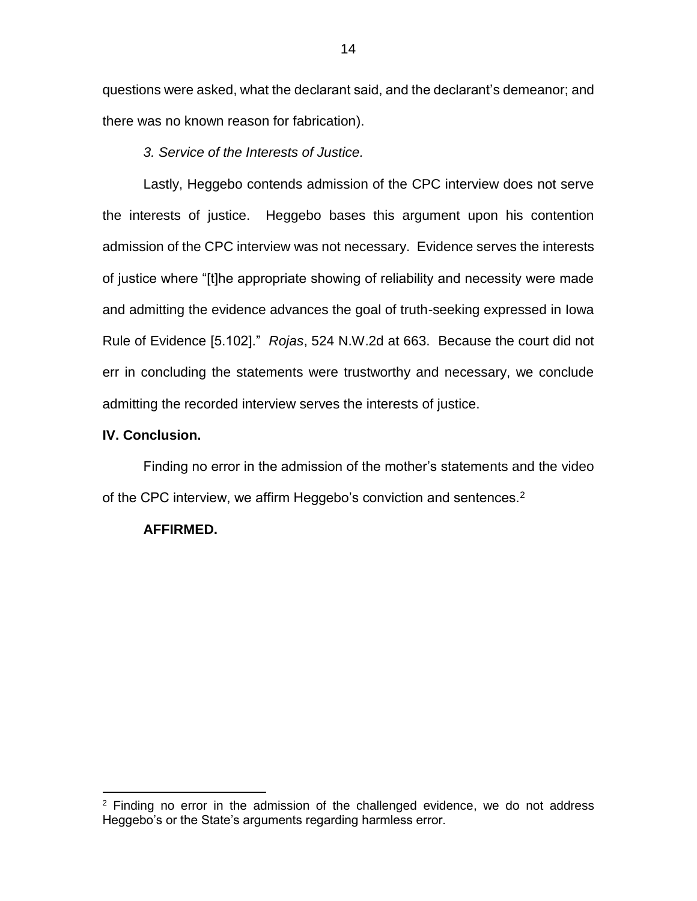questions were asked, what the declarant said, and the declarant's demeanor; and there was no known reason for fabrication).

*3. Service of the Interests of Justice.*

Lastly, Heggebo contends admission of the CPC interview does not serve the interests of justice. Heggebo bases this argument upon his contention admission of the CPC interview was not necessary. Evidence serves the interests of justice where "[t]he appropriate showing of reliability and necessity were made and admitting the evidence advances the goal of truth-seeking expressed in Iowa Rule of Evidence [5.102]." *Rojas*, 524 N.W.2d at 663. Because the court did not err in concluding the statements were trustworthy and necessary, we conclude admitting the recorded interview serves the interests of justice.

**IV. Conclusion.**

Finding no error in the admission of the mother's statements and the video of the CPC interview, we affirm Heggebo's conviction and sentences.[2]

**AFFIRMED.**

---

[2] Finding no error in the admission of the challenged evidence, we do not address Heggebo's or the State's arguments regarding harmless error.